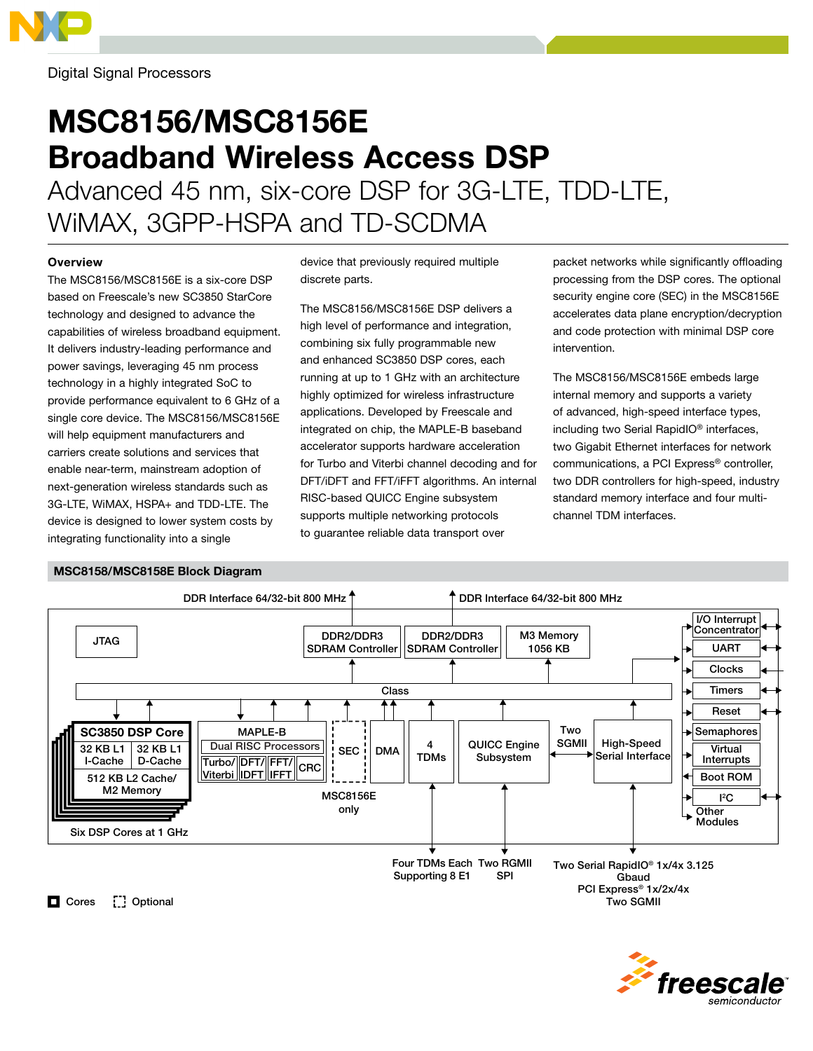Digital Signal Processors

# MSC8156/MSC8156E Broadband Wireless Access DSP

## Advanced 45 nm, six-core DSP for 3G-LTE, TDD-LTE, WiMAX, 3GPP-HSPA and TD-SCDMA

### Overview

The MSC8156/MSC8156E is a six-core DSP based on Freescale's new SC3850 StarCore technology and designed to advance the capabilities of wireless broadband equipment. It delivers industry-leading performance and power savings, leveraging 45 nm process technology in a highly integrated SoC to provide performance equivalent to 6 GHz of a single core device. The MSC8156/MSC8156E will help equipment manufacturers and carriers create solutions and services that enable near-term, mainstream adoption of next-generation wireless standards such as 3G-LTE, WiMAX, HSPA+ and TDD-LTE. The device is designed to lower system costs by integrating functionality into a single device that previously required multiple discrete parts.

The MSC8156/MSC8156E DSP delivers a high level of performance and integration, combining six fully programmable new and enhanced SC3850 DSP cores, each running at up to 1 GHz with an architecture highly optimized for wireless infrastructure applications. Developed by Freescale and integrated on chip, the MAPLE-B baseband accelerator supports hardware acceleration for Turbo and Viterbi channel decoding and for DFT/iDFT and FFT/iFFT algorithms. An internal RISC-based QUICC Engine subsystem supports multiple networking protocols to guarantee reliable data transport over packet networks while significantly offloading processing from the DSP cores. The optional security engine core (SEC) in the MSC8156E accelerates data plane encryption/decryption and code protection with minimal DSP core intervention.

The MSC8156/MSC8156E embeds large internal memory and supports a variety of advanced, high-speed interface types, including two Serial RapidIO® interfaces, two Gigabit Ethernet interfaces for network communications, a PCI Express® controller, two DDR controllers for high-speed, industry standard memory interface and four multi-channel TDM interfaces.

### MSC8158/MSC8158E Block Diagram

DDR Interface 64/32-bit 800 MHz | DDR Interface 64/32-bit 800 MHz

JTAG | DDR2/DDR3 SDRAM Controller | DDR2/DDR3 SDRAM Controller | M3 Memory 1056 KB

Class

SC3850 DSP Core: 32 KB L1 I-Cache, 32 KB L1 D-Cache, 512 KB L2 Cache/M2 Memory

Six DSP Cores at 1 GHz

MAPLE-B: Dual RISC Processors, Turbo/Viterbi, DFT/IDFT, FFT/IFFT, CRC

SEC (MSC8156E only)

DMA

4 TDMs

QUICC Engine Subsystem

Two SGMII

High-Speed Serial Interface

I/O Interrupt Concentrator, UART, Clocks, Timers, Reset, Semaphores, Virtual Interrupts, Boot ROM, I²C, Other Modules

Four TDMs Each Supporting 8 E1 | Two RGMII SPI | Two Serial RapidIO® 1x/4x 3.125 Gbaud PCI Express® 1x/2x/4x Two SGMII

Cores | Optional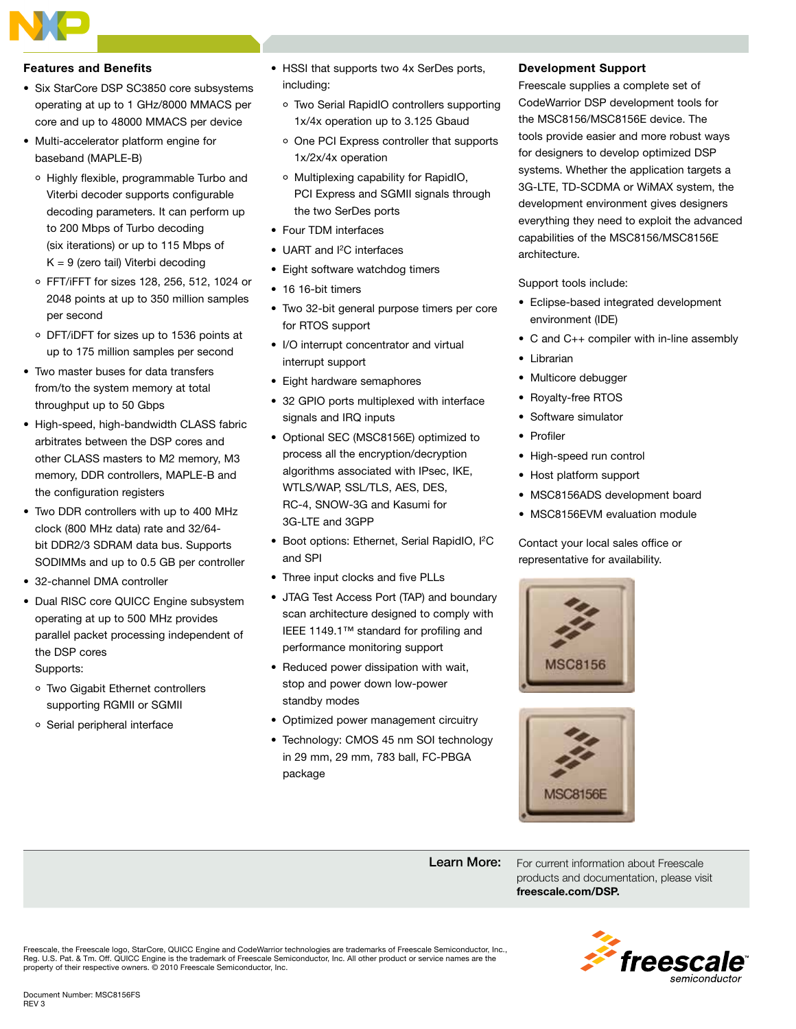## Features and Benefits

- Six StarCore DSP SC3850 core subsystems operating at up to 1 GHz/8000 MMACS per core and up to 48000 MMACS per device
- Multi-accelerator platform engine for baseband (MAPLE-B)
  - Highly flexible, programmable Turbo and Viterbi decoder supports configurable decoding parameters. It can perform up to 200 Mbps of Turbo decoding (six iterations) or up to 115 Mbps of K = 9 (zero tail) Viterbi decoding
  - FFT/iFFT for sizes 128, 256, 512, 1024 or 2048 points at up to 350 million samples per second
  - DFT/iDFT for sizes up to 1536 points at up to 175 million samples per second
- Two master buses for data transfers from/to the system memory at total throughput up to 50 Gbps
- High-speed, high-bandwidth CLASS fabric arbitrates between the DSP cores and other CLASS masters to M2 memory, M3 memory, DDR controllers, MAPLE-B and the configuration registers
- Two DDR controllers with up to 400 MHz clock (800 MHz data) rate and 32/64-bit DDR2/3 SDRAM data bus. Supports SODIMMs and up to 0.5 GB per controller
- 32-channel DMA controller
- Dual RISC core QUICC Engine subsystem operating at up to 500 MHz provides parallel packet processing independent of the DSP cores
  Supports:
  - Two Gigabit Ethernet controllers supporting RGMII or SGMII
  - Serial peripheral interface
- HSSI that supports two 4x SerDes ports, including:
  - Two Serial RapidIO controllers supporting 1x/4x operation up to 3.125 Gbaud
  - One PCI Express controller that supports 1x/2x/4x operation
  - Multiplexing capability for RapidIO, PCI Express and SGMII signals through the two SerDes ports
- Four TDM interfaces
- UART and I²C interfaces
- Eight software watchdog timers
- 16 16-bit timers
- Two 32-bit general purpose timers per core for RTOS support
- I/O interrupt concentrator and virtual interrupt support
- Eight hardware semaphores
- 32 GPIO ports multiplexed with interface signals and IRQ inputs
- Optional SEC (MSC8156E) optimized to process all the encryption/decryption algorithms associated with IPsec, IKE, WTLS/WAP, SSL/TLS, AES, DES, RC-4, SNOW-3G and Kasumi for 3G-LTE and 3GPP
- Boot options: Ethernet, Serial RapidIO, I²C and SPI
- Three input clocks and five PLLs
- JTAG Test Access Port (TAP) and boundary scan architecture designed to comply with IEEE 1149.1™ standard for profiling and performance monitoring support
- Reduced power dissipation with wait, stop and power down low-power standby modes
- Optimized power management circuitry
- Technology: CMOS 45 nm SOI technology in 29 mm, 29 mm, 783 ball, FC-PBGA package

## Development Support

Freescale supplies a complete set of CodeWarrior DSP development tools for the MSC8156/MSC8156E device. The tools provide easier and more robust ways for designers to develop optimized DSP systems. Whether the application targets a 3G-LTE, TD-SCDMA or WiMAX system, the development environment gives designers everything they need to exploit the advanced capabilities of the MSC8156/MSC8156E architecture.

Support tools include:

- Eclipse-based integrated development environment (IDE)
- C and C++ compiler with in-line assembly
- Librarian
- Multicore debugger
- Royalty-free RTOS
- Software simulator
- Profiler
- High-speed run control
- Host platform support
- MSC8156ADS development board
- MSC8156EVM evaluation module

Contact your local sales office or representative for availability.

MSC8156

MSC8156E

**Learn More:** For current information about Freescale products and documentation, please visit **freescale.com/DSP.**

Freescale, the Freescale logo, StarCore, QUICC Engine and CodeWarrior technologies are trademarks of Freescale Semiconductor, Inc., Reg. U.S. Pat. & Tm. Off. QUICC Engine is the trademark of Freescale Semiconductor, Inc. All other product or service names are the property of their respective owners. © 2010 Freescale Semiconductor, Inc.

Document Number: MSC8156FS
REV 3